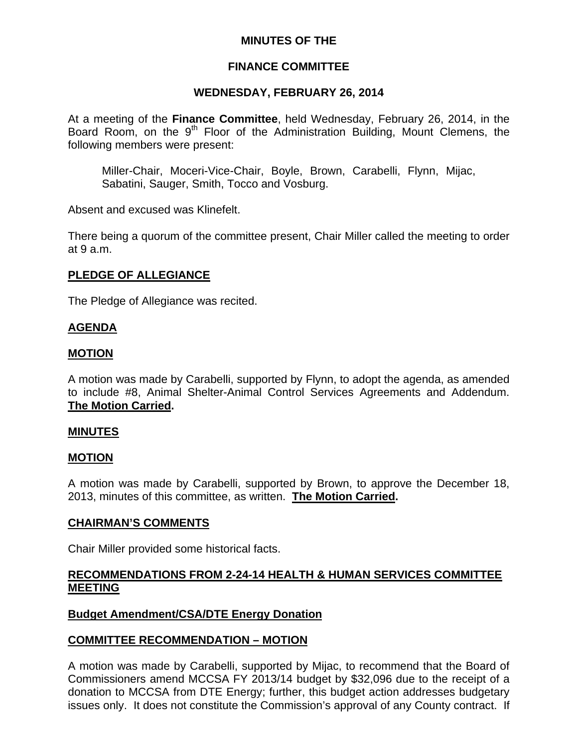# MINUTES OF THE

## FINANCE COMMITTEE

### WEDNESDAY, FEBRUARY 26, 2014

At a meeting of the **Finance Committee**, held Wednesday, February 26, 2014, in the Board Room, on the 9th Floor of the Administration Building, Mount Clemens, the following members were present:

Miller-Chair, Moceri-Vice-Chair, Boyle, Brown, Carabelli, Flynn, Mijac, Sabatini, Sauger, Smith, Tocco and Vosburg.

Absent and excused was Klinefelt.

There being a quorum of the committee present, Chair Miller called the meeting to order at 9 a.m.

**PLEDGE OF ALLEGIANCE**

The Pledge of Allegiance was recited.

**AGENDA**

**MOTION**

A motion was made by Carabelli, supported by Flynn, to adopt the agenda, as amended to include #8, Animal Shelter-Animal Control Services Agreements and Addendum. **The Motion Carried.**

**MINUTES**

**MOTION**

A motion was made by Carabelli, supported by Brown, to approve the December 18, 2013, minutes of this committee, as written. **The Motion Carried.**

**CHAIRMAN'S COMMENTS**

Chair Miller provided some historical facts.

**RECOMMENDATIONS FROM 2-24-14 HEALTH & HUMAN SERVICES COMMITTEE MEETING**

**Budget Amendment/CSA/DTE Energy Donation**

**COMMITTEE RECOMMENDATION – MOTION**

A motion was made by Carabelli, supported by Mijac, to recommend that the Board of Commissioners amend MCCSA FY 2013/14 budget by $32,096 due to the receipt of a donation to MCCSA from DTE Energy; further, this budget action addresses budgetary issues only. It does not constitute the Commission's approval of any County contract. If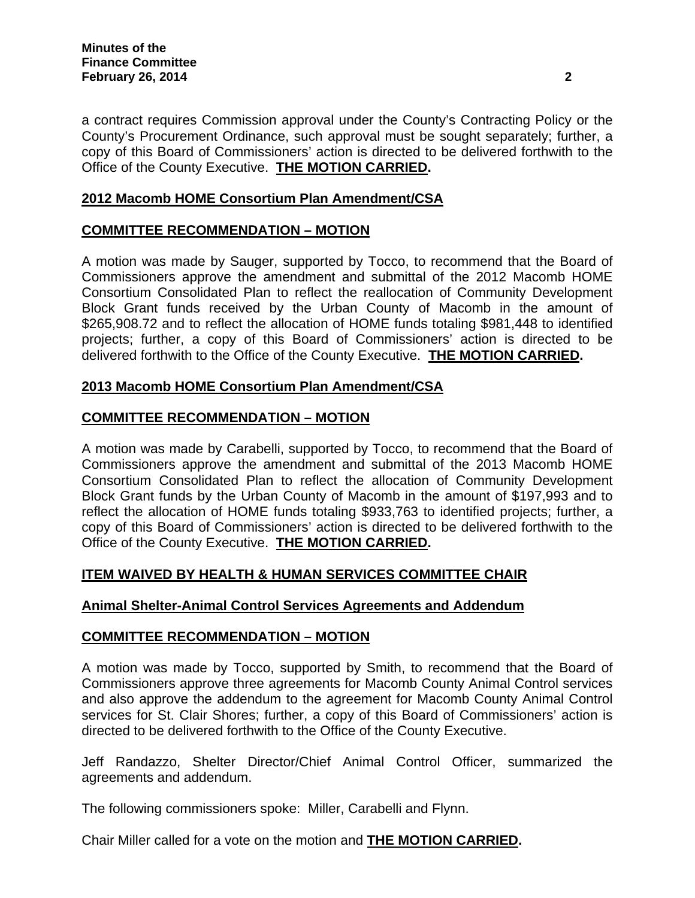a contract requires Commission approval under the County's Contracting Policy or the County's Procurement Ordinance, such approval must be sought separately; further, a copy of this Board of Commissioners' action is directed to be delivered forthwith to the Office of the County Executive. **THE MOTION CARRIED.**

**2012 Macomb HOME Consortium Plan Amendment/CSA**

**COMMITTEE RECOMMENDATION – MOTION**

A motion was made by Sauger, supported by Tocco, to recommend that the Board of Commissioners approve the amendment and submittal of the 2012 Macomb HOME Consortium Consolidated Plan to reflect the reallocation of Community Development Block Grant funds received by the Urban County of Macomb in the amount of $265,908.72 and to reflect the allocation of HOME funds totaling $981,448 to identified projects; further, a copy of this Board of Commissioners' action is directed to be delivered forthwith to the Office of the County Executive. **THE MOTION CARRIED.**

**2013 Macomb HOME Consortium Plan Amendment/CSA**

**COMMITTEE RECOMMENDATION – MOTION**

A motion was made by Carabelli, supported by Tocco, to recommend that the Board of Commissioners approve the amendment and submittal of the 2013 Macomb HOME Consortium Consolidated Plan to reflect the allocation of Community Development Block Grant funds by the Urban County of Macomb in the amount of $197,993 and to reflect the allocation of HOME funds totaling $933,763 to identified projects; further, a copy of this Board of Commissioners' action is directed to be delivered forthwith to the Office of the County Executive. **THE MOTION CARRIED.**

**ITEM WAIVED BY HEALTH & HUMAN SERVICES COMMITTEE CHAIR**

**Animal Shelter-Animal Control Services Agreements and Addendum**

**COMMITTEE RECOMMENDATION – MOTION**

A motion was made by Tocco, supported by Smith, to recommend that the Board of Commissioners approve three agreements for Macomb County Animal Control services and also approve the addendum to the agreement for Macomb County Animal Control services for St. Clair Shores; further, a copy of this Board of Commissioners' action is directed to be delivered forthwith to the Office of the County Executive.

Jeff Randazzo, Shelter Director/Chief Animal Control Officer, summarized the agreements and addendum.

The following commissioners spoke: Miller, Carabelli and Flynn.

Chair Miller called for a vote on the motion and **THE MOTION CARRIED.**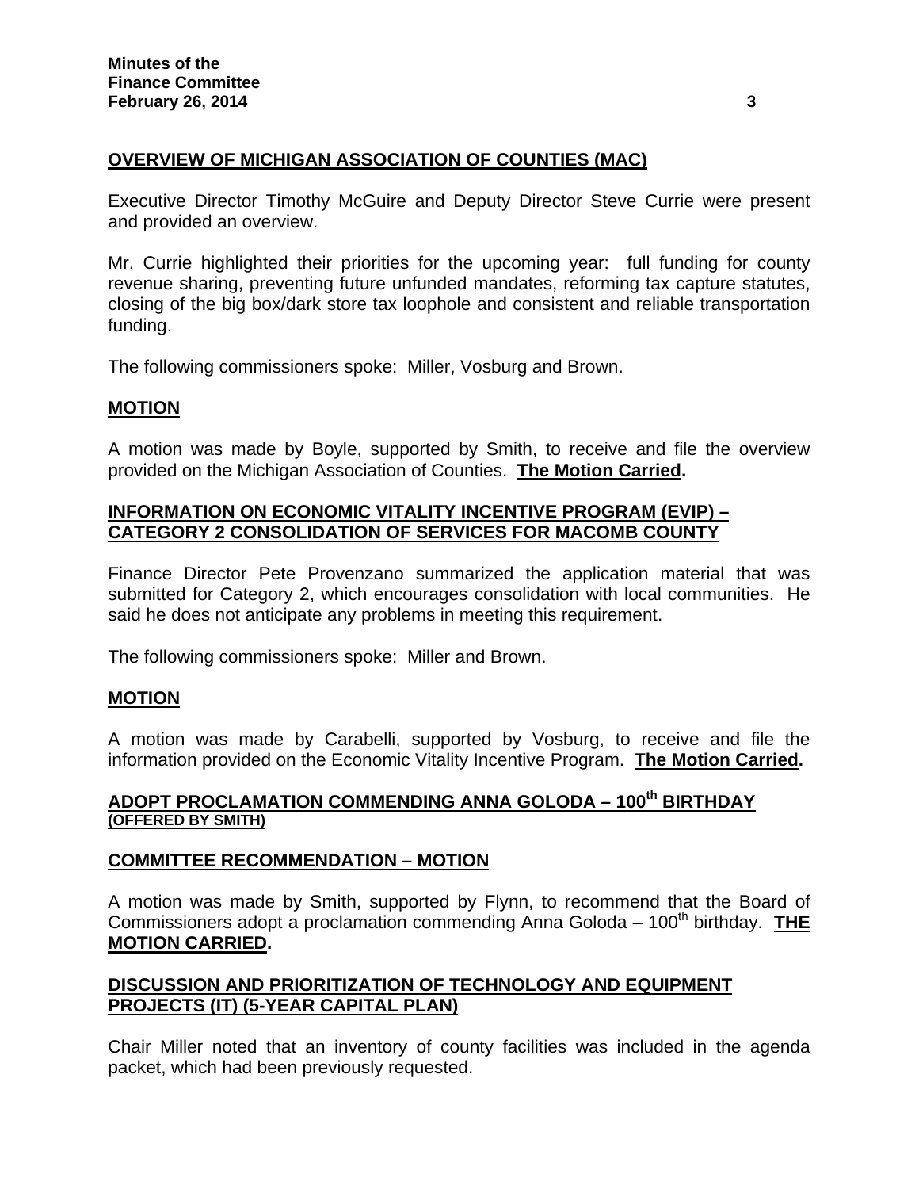## OVERVIEW OF MICHIGAN ASSOCIATION OF COUNTIES (MAC)

Executive Director Timothy McGuire and Deputy Director Steve Currie were present and provided an overview.

Mr. Currie highlighted their priorities for the upcoming year: full funding for county revenue sharing, preventing future unfunded mandates, reforming tax capture statutes, closing of the big box/dark store tax loophole and consistent and reliable transportation funding.

The following commissioners spoke: Miller, Vosburg and Brown.

## MOTION

A motion was made by Boyle, supported by Smith, to receive and file the overview provided on the Michigan Association of Counties. **The Motion Carried.**

## INFORMATION ON ECONOMIC VITALITY INCENTIVE PROGRAM (EVIP) – CATEGORY 2 CONSOLIDATION OF SERVICES FOR MACOMB COUNTY

Finance Director Pete Provenzano summarized the application material that was submitted for Category 2, which encourages consolidation with local communities. He said he does not anticipate any problems in meeting this requirement.

The following commissioners spoke: Miller and Brown.

## MOTION

A motion was made by Carabelli, supported by Vosburg, to receive and file the information provided on the Economic Vitality Incentive Program. **The Motion Carried.**

## ADOPT PROCLAMATION COMMENDING ANNA GOLODA – 100th BIRTHDAY
**(OFFERED BY SMITH)**

## COMMITTEE RECOMMENDATION – MOTION

A motion was made by Smith, supported by Flynn, to recommend that the Board of Commissioners adopt a proclamation commending Anna Goloda – 100th birthday. **THE MOTION CARRIED.**

## DISCUSSION AND PRIORITIZATION OF TECHNOLOGY AND EQUIPMENT PROJECTS (IT) (5-YEAR CAPITAL PLAN)

Chair Miller noted that an inventory of county facilities was included in the agenda packet, which had been previously requested.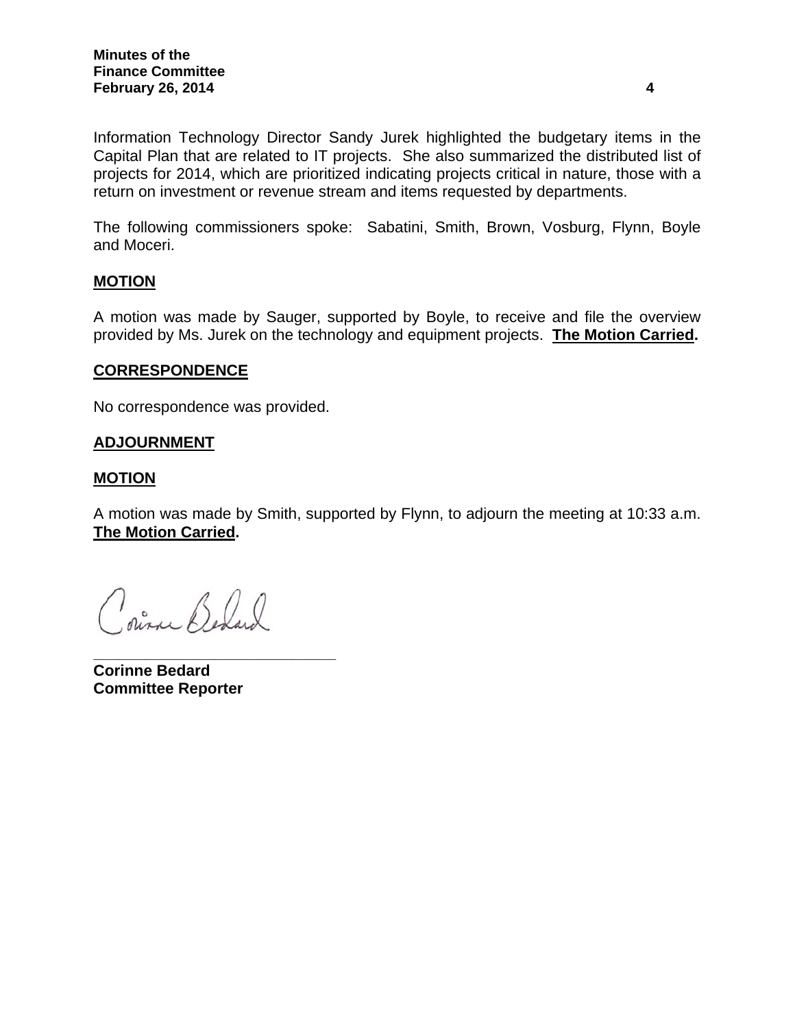Information Technology Director Sandy Jurek highlighted the budgetary items in the Capital Plan that are related to IT projects. She also summarized the distributed list of projects for 2014, which are prioritized indicating projects critical in nature, those with a return on investment or revenue stream and items requested by departments.

The following commissioners spoke: Sabatini, Smith, Brown, Vosburg, Flynn, Boyle and Moceri.

## MOTION

A motion was made by Sauger, supported by Boyle, to receive and file the overview provided by Ms. Jurek on the technology and equipment projects. **The Motion Carried.**

## CORRESPONDENCE

No correspondence was provided.

## ADJOURNMENT

## MOTION

A motion was made by Smith, supported by Flynn, to adjourn the meeting at 10:33 a.m. **The Motion Carried.**

\_\_\_\_\_\_\_\_\_\_\_\_\_\_\_\_\_\_\_\_\_\_\_\_\_\_\_\_

**Corinne Bedard**
**Committee Reporter**